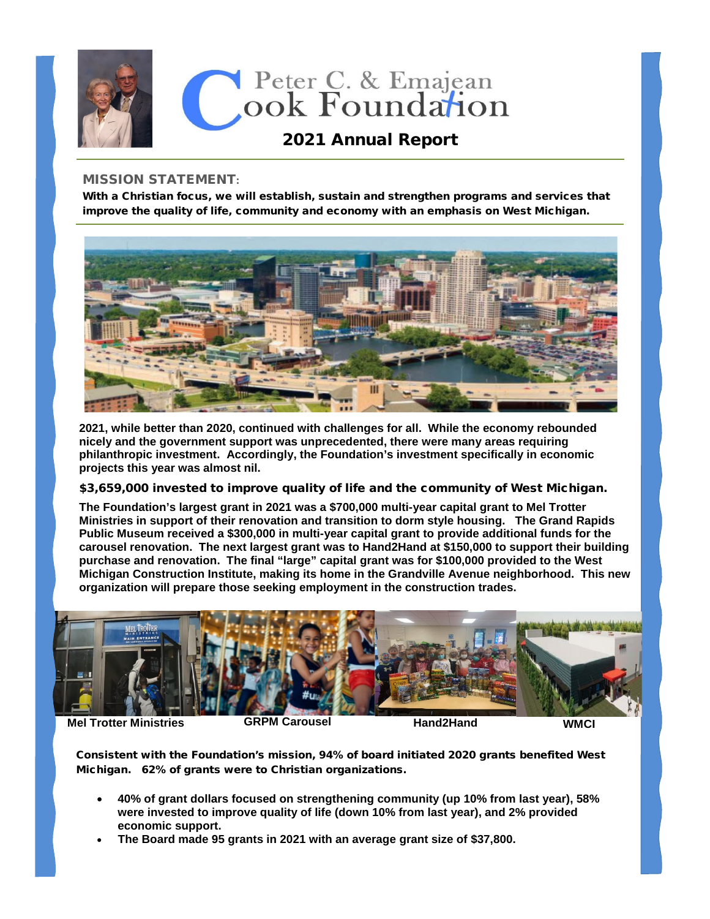# Peter C. & Emajean Cook Foundation

## 2021 Annual Report

**MISSION STATEMENT:**

**With a Christian focus, we will establish, sustain and strengthen programs and services that improve the quality of life, community and economy with an emphasis on West Michigan.**

**2021, while better than 2020, continued with challenges for all. While the economy rebounded nicely and the government support was unprecedented, there were many areas requiring philanthropic investment. Accordingly, the Foundation's investment specifically in economic projects this year was almost nil.**

**$3,659,000 invested to improve quality of life and the community of West Michigan.**

**The Foundation's largest grant in 2021 was a $700,000 multi-year capital grant to Mel Trotter Ministries in support of their renovation and transition to dorm style housing. The Grand Rapids Public Museum received a $300,000 in multi-year capital grant to provide additional funds for the carousel renovation. The next largest grant was to Hand2Hand at $150,000 to support their building purchase and renovation. The final "large" capital grant was for $100,000 provided to the West Michigan Construction Institute, making its home in the Grandville Avenue neighborhood. This new organization will prepare those seeking employment in the construction trades.**

**Mel Trotter Ministries** | **GRPM Carousel** | **Hand2Hand** | **WMCI**

**Consistent with the Foundation's mission, 94% of board initiated 2020 grants benefited West Michigan. 62% of grants were to Christian organizations.**

- **40% of grant dollars focused on strengthening community (up 10% from last year), 58% were invested to improve quality of life (down 10% from last year), and 2% provided economic support.**
- **The Board made 95 grants in 2021 with an average grant size of $37,800.**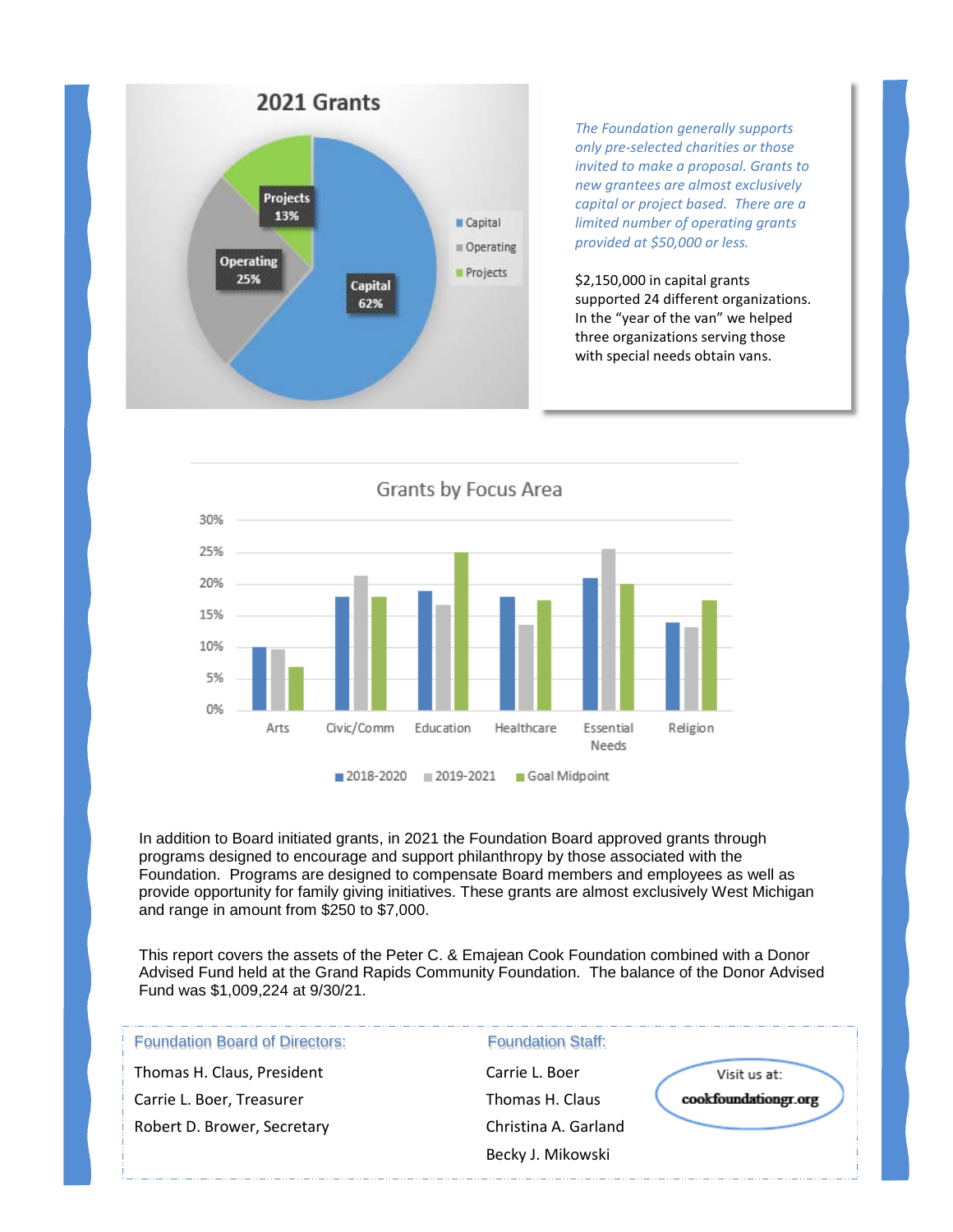## 2021 Grants

Projects 13%

Operating 25%

Capital 62%

Capital

Operating

Projects

*The Foundation generally supports only pre-selected charities or those invited to make a proposal. Grants to new grantees are almost exclusively capital or project based. There are a limited number of operating grants provided at $50,000 or less.*

$2,150,000 in capital grants supported 24 different organizations. In the "year of the van" we helped three organizations serving those with special needs obtain vans.

## Grants by Focus Area

30%
25%
20%
15%
10%
5%
0%

Arts
Civic/Comm
Education
Healthcare
Essential Needs
Religion

2018-2020
2019-2021
Goal Midpoint

In addition to Board initiated grants, in 2021 the Foundation Board approved grants through programs designed to encourage and support philanthropy by those associated with the Foundation. Programs are designed to compensate Board members and employees as well as provide opportunity for family giving initiatives. These grants are almost exclusively West Michigan and range in amount from $250 to $7,000.

This report covers the assets of the Peter C. & Emajean Cook Foundation combined with a Donor Advised Fund held at the Grand Rapids Community Foundation. The balance of the Donor Advised Fund was $1,009,224 at 9/30/21.

**Foundation Board of Directors:**

Thomas H. Claus, President
Carrie L. Boer, Treasurer
Robert D. Brower, Secretary

**Foundation Staff:**

Carrie L. Boer
Thomas H. Claus
Christina A. Garland
Becky J. Mikowski

Visit us at:
**cookfoundationgr.org**